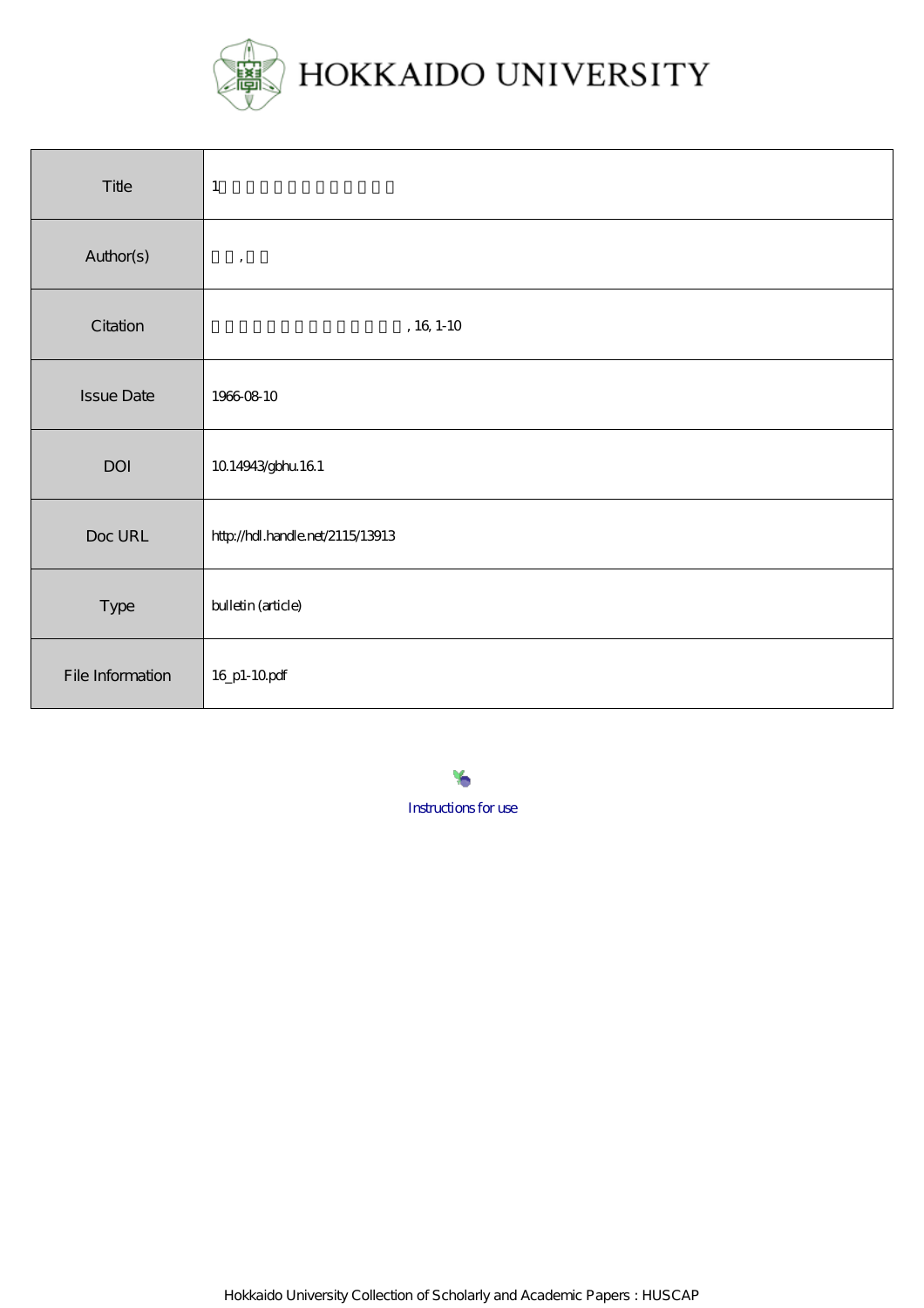HOKKAIDO UNIVERSITY

| | |
|---|---|
| Title | 1 |
| Author(s) | , |
| Citation | , 16, 1-10 |
| Issue Date | 1966-08-10 |
| DOI | 10.14943/gbhu.16.1 |
| Doc URL | http://hdl.handle.net/2115/13913 |
| Type | bulletin (article) |
| File Information | 16_p1-10.pdf |

Instructions for use

Hokkaido University Collection of Scholarly and Academic Papers : HUSCAP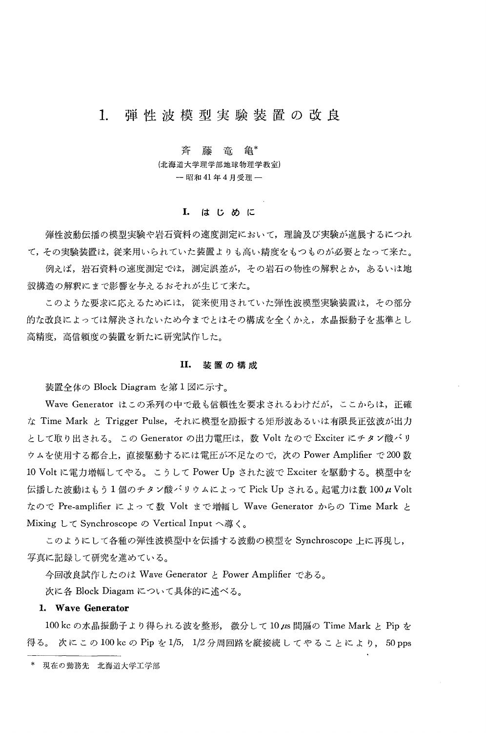# 1. 弾性波模型実験装置の改良

斉藤竜亀*

(北海道大学理学部地球物理学教室)

—昭和41年4月受理—

## I. はじめに

弾性波動伝播の模型実験や岩石資料の速度測定において，理論及び実験が進展するにつれて，その実験装置は，従来用いられていた装置よりも高い精度をもつものが必要となって来た。

例えば，岩石資料の速度測定では，測定誤差が，その岩石の物性の解釈とか，あるいは地殻構造の解釈にまで影響を与えるおそれが生じて来た。

このような要求に応えるためには，従来使用されていた弾性波模型実験装置は，その部分的な改良によっては解決されないため今までとはその構成を全くかえ，水晶振動子を基準とし高精度，高信頼度の装置を新たに研究試作した。

## II. 装置の構成

装置全体の Block Diagram を第1図に示す。

Wave Generator はこの系列の中で最も信頼性を要求されるわけだが，ここからは，正確な Time Mark と Trigger Pulse，それに模型を励振する矩形波あるいは有限長正弦波が出力として取り出される。この Generator の出力電圧は，数 Volt なので Exciter にチタン酸バリウムを使用する都合上，直接駆動するには電圧が不足なので，次の Power Amplifier で200数10 Volt に電力増幅してやる。こうして Power Up された波で Exciter を駆動する。模型中を伝播した波動はもう1個のチタン酸バリウムによって Pick Up される。起電力は数 100 μ Volt なので Pre-amplifier によって数 Volt まで増幅し Wave Generator からの Time Mark と Mixing して Synchroscope の Vertical Input へ導く。

このようにして各種の弾性波模型中を伝播する波動の模型を Synchroscope 上に再現し，写真に記録して研究を進めている。

今回改良試作したのは Wave Generator と Power Amplifier である。

次に各 Block Diagam について具体的に述べる。

### 1. Wave Generator

100 kc の水晶振動子より得られる波を整形，微分して 10 μs 間隔の Time Mark と Pip を得る。次にこの 100 kc の Pip を 1/5，1/2 分周回路を縦接続してやることにより，50 pps

---

* 現在の勤務先　北海道大学工学部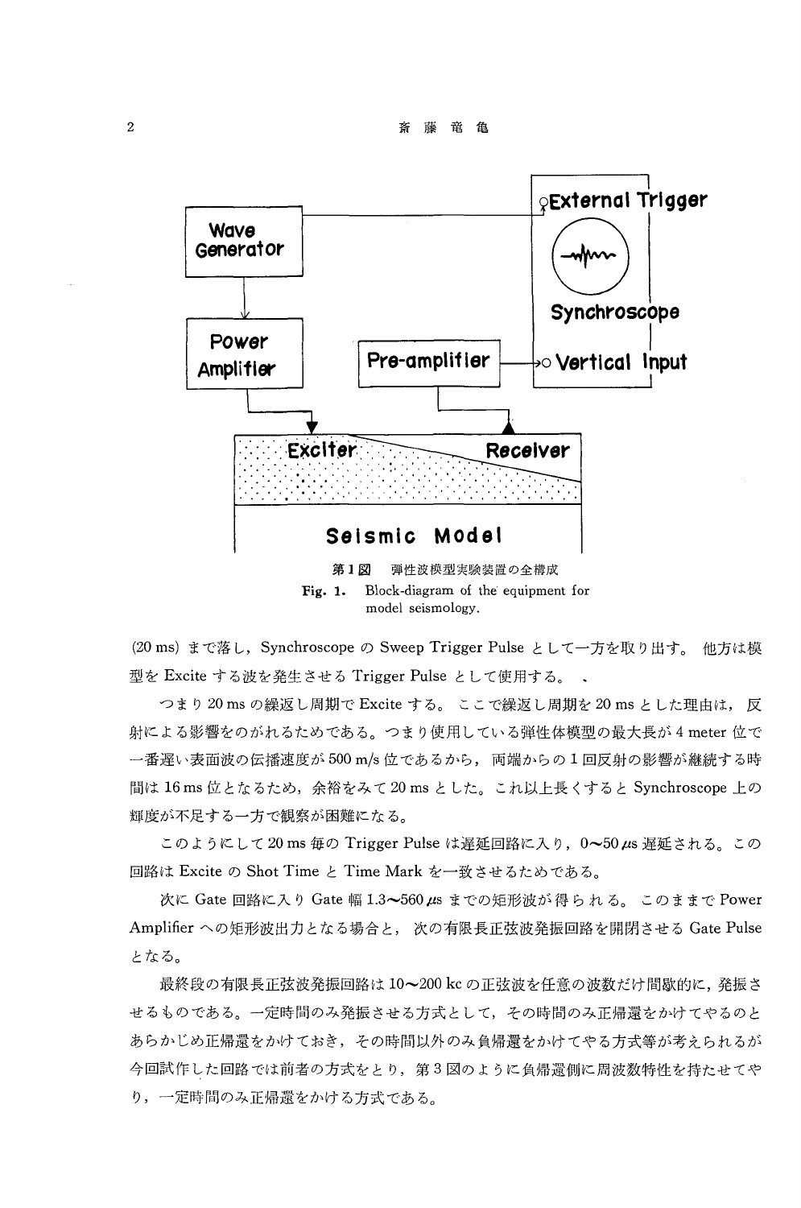Wave Generator

Power Amplifier

Pre-amplifier

External Trigger

Synchroscope

Vertical Input

Exciter

Receiver

Seismic Model

**第1図**　弾性波模型実験装置の全構成

**Fig. 1.**　Block-diagram of the equipment for model seismology.

(20 ms) まで落し，Synchroscope の Sweep Trigger Pulse として一方を取り出す。 他方は模型を Excite する波を発生させる Trigger Pulse として使用する。

つまり 20 ms の繰返し周期で Excite する。 ここで繰返し周期を 20 ms とした理由は， 反射による影響をのがれるためである。つまり使用している弾性体模型の最大長が 4 meter 位で一番遅い表面波の伝播速度が 500 m/s 位であるから， 両端からの1回反射の影響が継続する時間は 16 ms 位となるため，余裕をみて 20 ms とした。これ以上長くすると Synchroscope 上の輝度が不足する一方で観察が困難になる。

このようにして 20 ms 毎の Trigger Pulse は遅延回路に入り，0～50 $\mu$s 遅延される。この回路は Excite の Shot Time と Time Mark を一致させるためである。

次に Gate 回路に入り Gate 幅 1.3～560 $\mu$s までの矩形波が得られる。 このままで Power Amplifier への矩形波出力となる場合と， 次の有限長正弦波発振回路を開閉させる Gate Pulse となる。

最終段の有限長正弦波発振回路は 10～200 kc の正弦波を任意の波数だけ間歇的に，発振させるものである。一定時間のみ発振させる方式として，その時間のみ正帰還をかけてやるのとあらかじめ正帰還をかけておき，その時間以外のみ負帰還をかけてやる方式等が考えられるが今回試作した回路では前者の方式をとり，第3図のように負帰還側に周波数特性を持たせてやり，一定時間のみ正帰還をかける方式である。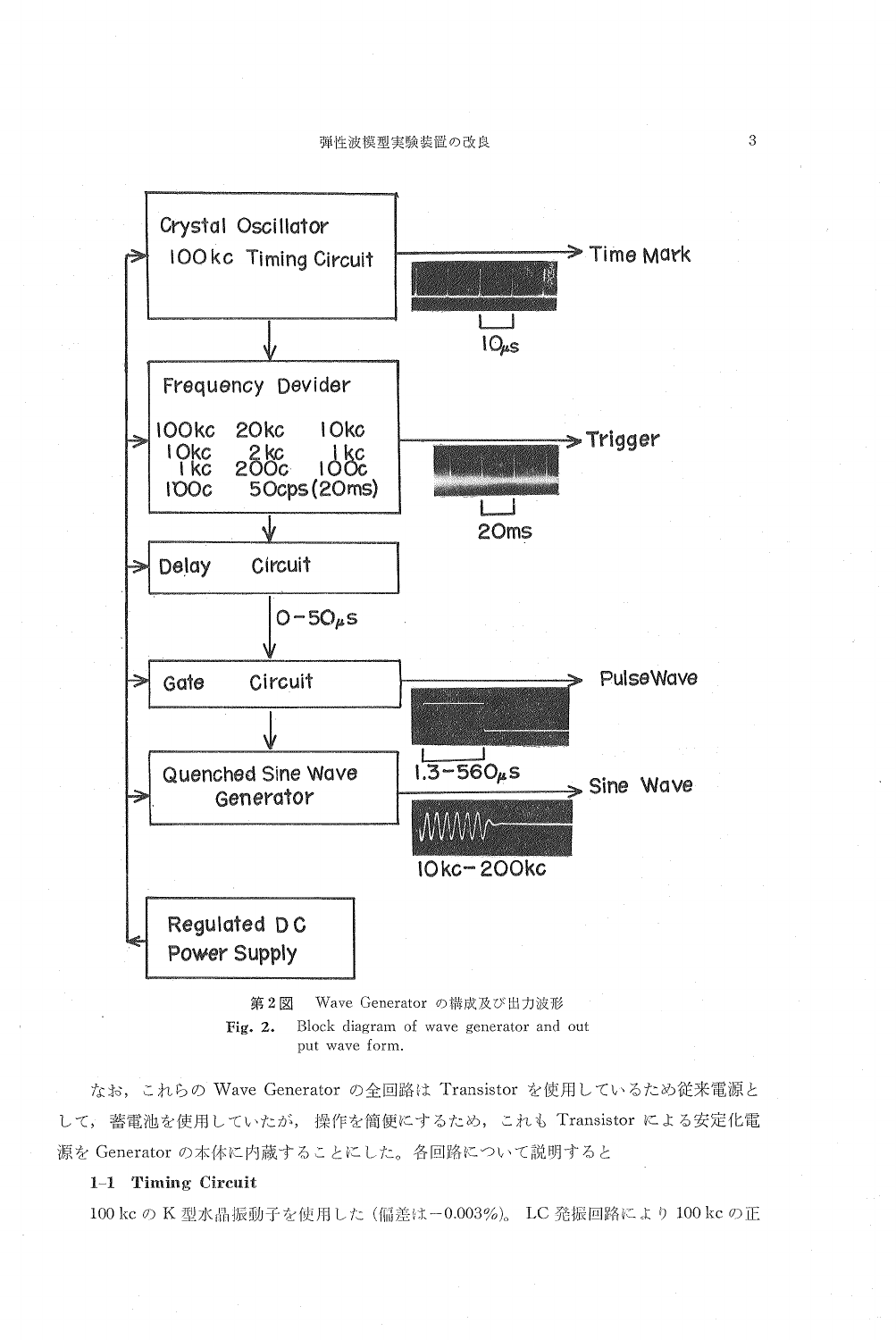Crystal Oscillator
100kc Timing Circuit

Time Mark

10μs

Frequency Devider

100kc 20kc 10kc
10kc 2kc 1kc
1kc 200c 100c
100c 50cps(20ms)

Trigger

20ms

Delay Circuit

0–50μs

Gate Circuit

PulseWave

1.3–560μs

Quenched Sine Wave Generator

Sine Wave

10kc–200kc

Regulated DC Power Supply

第2図　Wave Generator の構成及び出力波形

**Fig. 2.**　Block diagram of wave generator and out put wave form.

なお，これらの Wave Generator の全回路は Transistor を使用しているため従来電源として，蓄電池を使用していたが，操作を簡便にするため，これも Transistor による安定化電源を Generator の本体に内蔵することにした。各回路について説明すると

### 1-1　Timing Circuit

100 kc の K 型水晶振動子を使用した（偏差は−0.003%）。LC 発振回路により 100 kc の正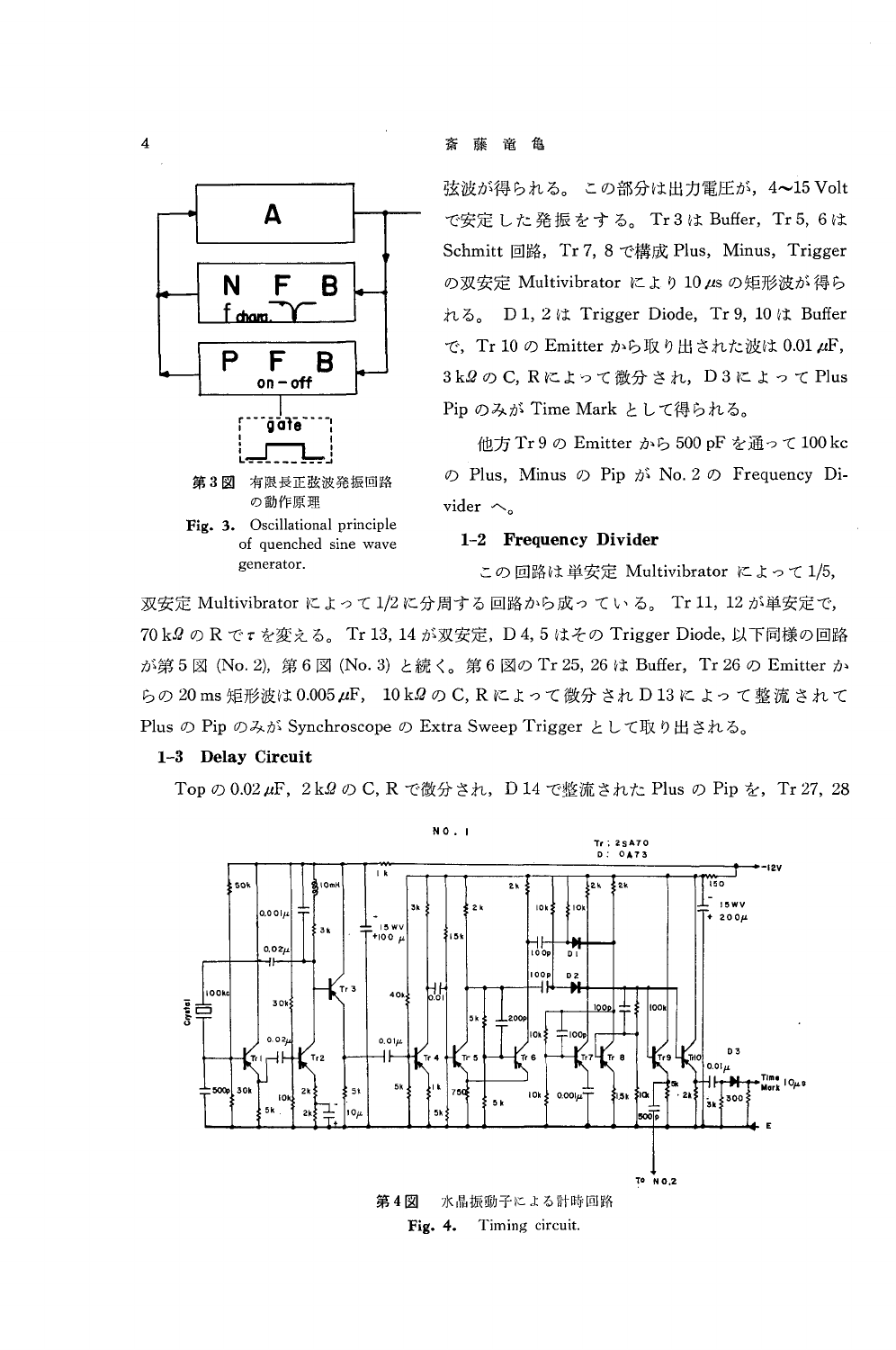弦波が得られる。この部分は出力電圧が，4～15 Voltで安定した発振をする。Tr 3 は Buffer, Tr 5, 6 は Schmitt 回路，Tr 7, 8 で構成 Plus, Minus, Trigger の双安定 Multivibrator により 10 $\mu$s の矩形波が得られる。D 1, 2 は Trigger Diode, Tr 9, 10 は Buffer で，Tr 10 の Emitter から取り出された波は 0.01 $\mu$F, 3 k$\Omega$ の C, R によって微分され，D 3 によって Plus Pip のみが Time Mark として得られる。

他方 Tr 9 の Emitter から 500 pF を通って 100 kc の Plus, Minus の Pip が No. 2 の Frequency Divider へ。

A

N F B

f char.

P F B

on - off

gate

第 3 図　有限長正弦波発振回路の動作原理

**Fig. 3.** Oscillational principle of quenched sine wave generator.

### 1-2 Frequency Divider

この回路は単安定 Multivibrator によって 1/5, 双安定 Multivibrator によって 1/2 に分周する回路から成っている。Tr 11, 12 が単安定で，70 k$\Omega$ の R で $\tau$ を変える。Tr 13, 14 が双安定，D 4, 5 はその Trigger Diode, 以下同様の回路が第 5 図 (No. 2), 第 6 図 (No. 3) と続く。第 6 図の Tr 25, 26 は Buffer, Tr 26 の Emitter からの 20 ms 矩形波は 0.005 $\mu$F, 10 k$\Omega$ の C, R によって微分され D 13 によって整流されて Plus の Pip のみが Synchroscope の Extra Sweep Trigger として取り出される。

### 1-3 Delay Circuit

Top の 0.02 $\mu$F, 2 k$\Omega$ の C, R で微分され，D 14 で整流された Plus の Pip を，Tr 27, 28

NO. 1

Tr : 2SA70
D : OA73

-12V

Crystal 100kc

Time Mark 10$\mu$s

E

To NO. 2

第 4 図　水晶振動子による計時回路

**Fig. 4.** Timing circuit.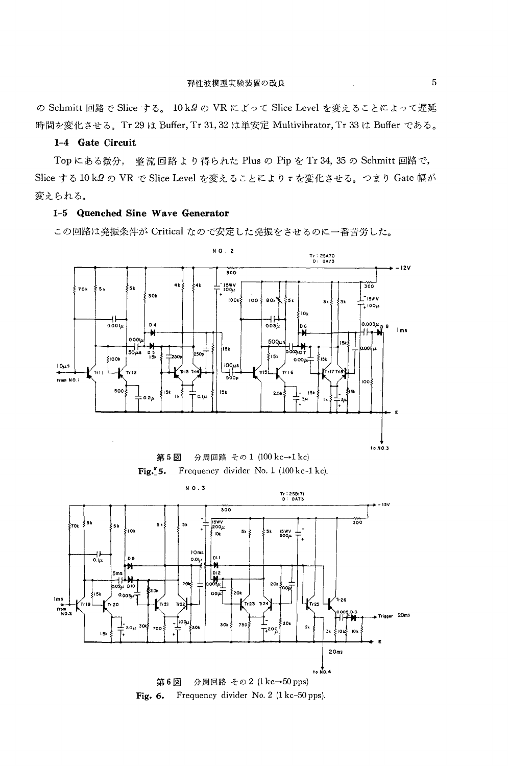の Schmitt 回路で Slice する。 10 kΩ の VR によって Slice Level を変えることによって遅延時間を変化させる。Tr 29 は Buffer, Tr 31, 32 は単安定 Multivibrator, Tr 33 は Buffer である。

### 1-4 Gate Circuit

Top にある微分, 整流回路より得られた Plus の Pip を Tr 34, 35 の Schmitt 回路で, Slice する 10 kΩ の VR で Slice Level を変えることにより $\tau$ を変化させる。つまり Gate 幅が変えられる。

### 1-5 Quenched Sine Wave Generator

この回路は発振条件が Critical なので安定した発振をさせるのに一番苦労した。

第5図　分周回路 その 1 (100 kc→1 kc)

**Fig. 5.**　Frequency divider No. 1 (100 kc-1 kc).

第6図　分周回路 その 2 (1 kc→50 pps)

**Fig. 6.**　Frequency divider No. 2 (1 kc-50 pps).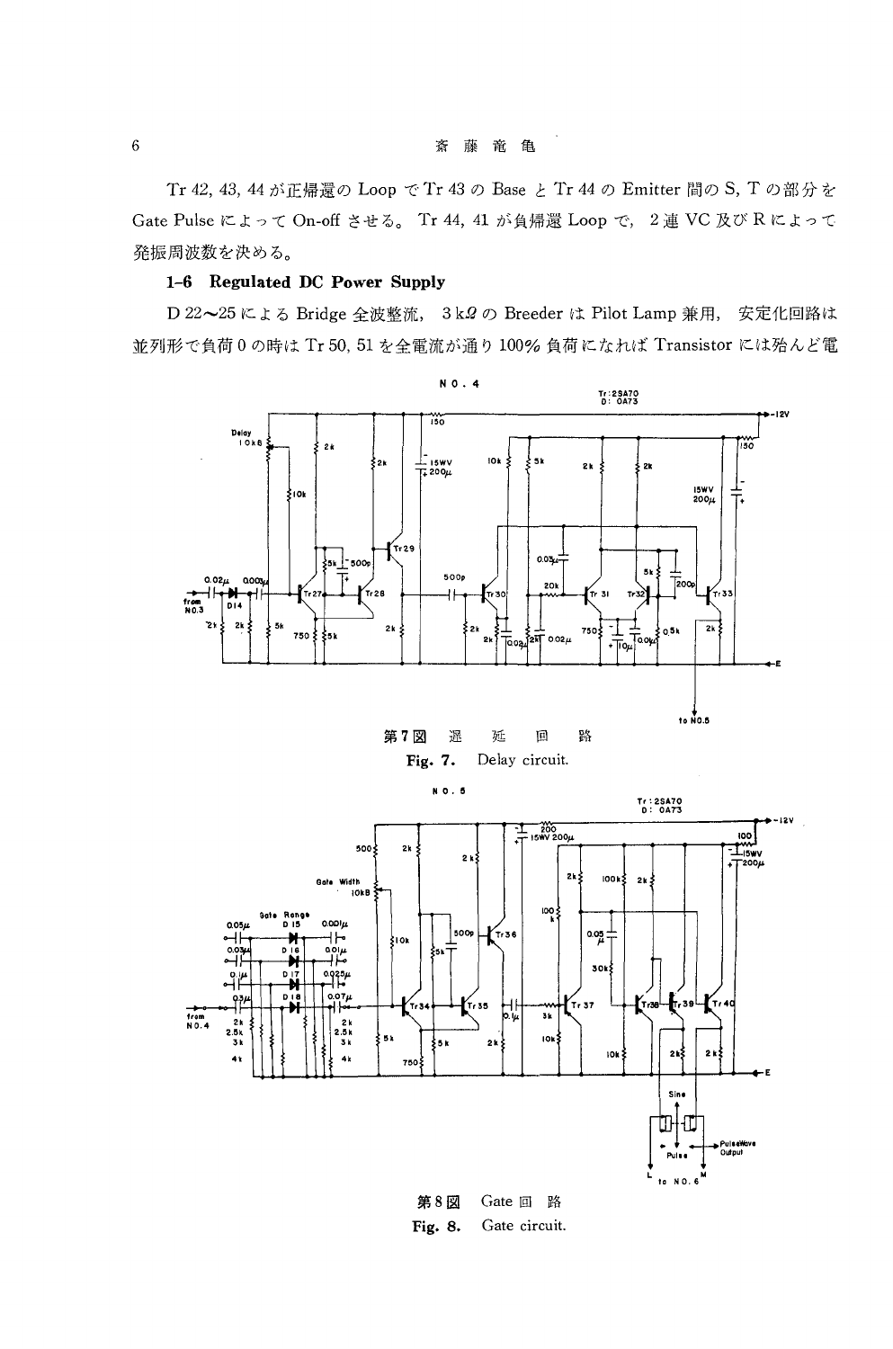Tr 42, 43, 44 が正帰還の Loop で Tr 43 の Base と Tr 44 の Emitter 間の S, T の部分を Gate Pulse によって On-off させる。 Tr 44, 41 が負帰還 Loop で, 2連 VC 及び R によって発振周波数を決める。

### 1-6 Regulated DC Power Supply

D 22〜25 による Bridge 全波整流, 3 kΩ の Breeder は Pilot Lamp 兼用, 安定化回路は並列形で負荷 0 の時は Tr 50, 51 を全電流が通り 100% 負荷になれば Transistor には殆んど電

第7図 遅 延 回 路

Fig. 7. Delay circuit.

第8図 Gate 回 路

Fig. 8. Gate circuit.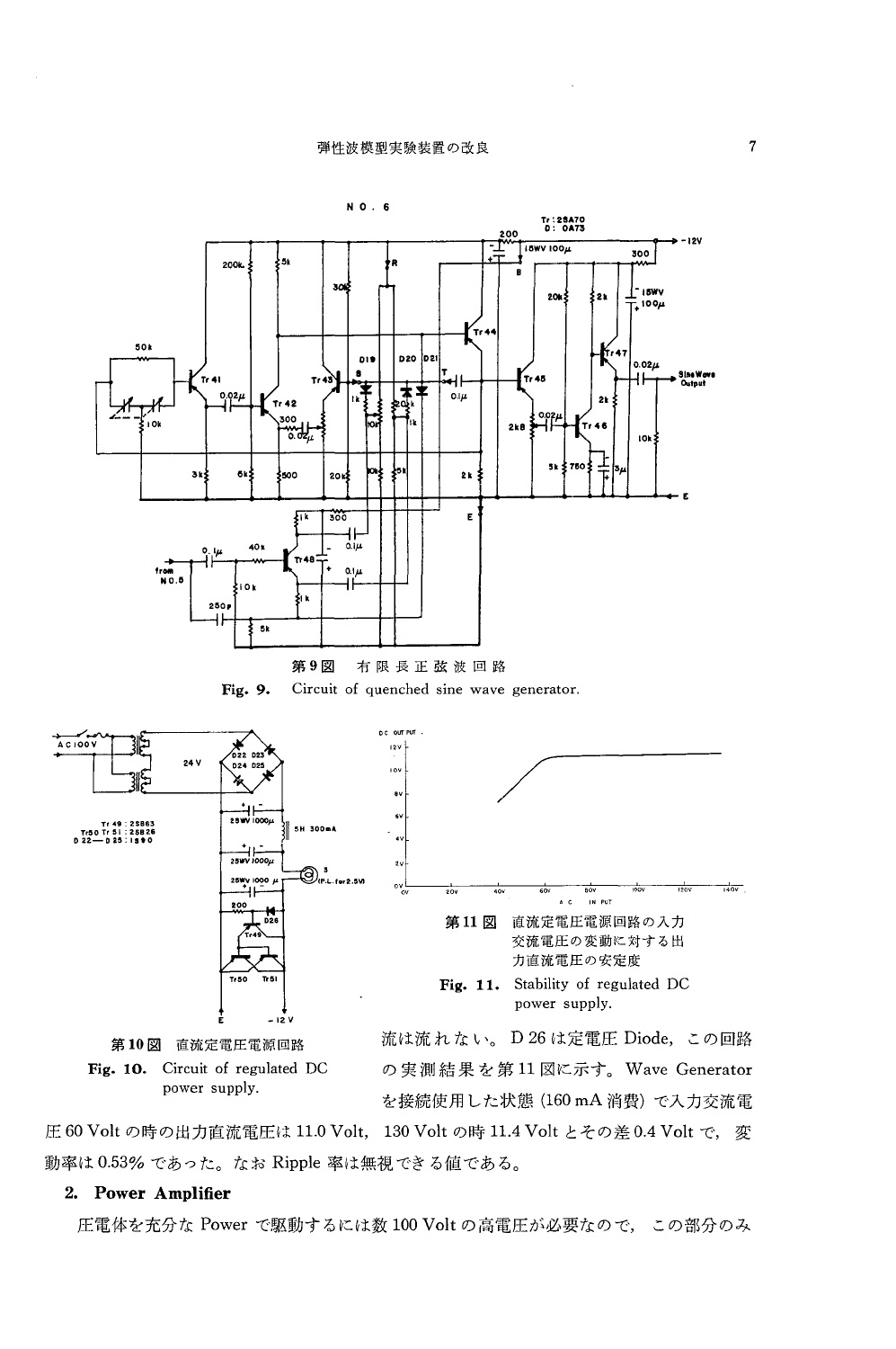第9図　有限長正弦波回路

**Fig. 9.** Circuit of quenched sine wave generator.

第10図　直流定電圧電源回路

**Fig. 10.** Circuit of regulated DC power supply.

第11図　直流定電圧電源回路の入力交流電圧の変動に対する出力直流電圧の安定度

**Fig. 11.** Stability of regulated DC power supply.

流は流れない。D 26 は定電圧 Diode，この回路の実測結果を第11図に示す。Wave Generator を接続使用した状態 (160 mA 消費) で入力交流電圧 60 Volt の時の出力直流電圧は 11.0 Volt，130 Volt の時 11.4 Volt とその差 0.4 Volt で，変動率は 0.53% であった。なお Ripple 率は無視できる値である。

## 2. Power Amplifier

圧電体を充分な Power で駆動するには数 100 Volt の高電圧が必要なので，この部分のみ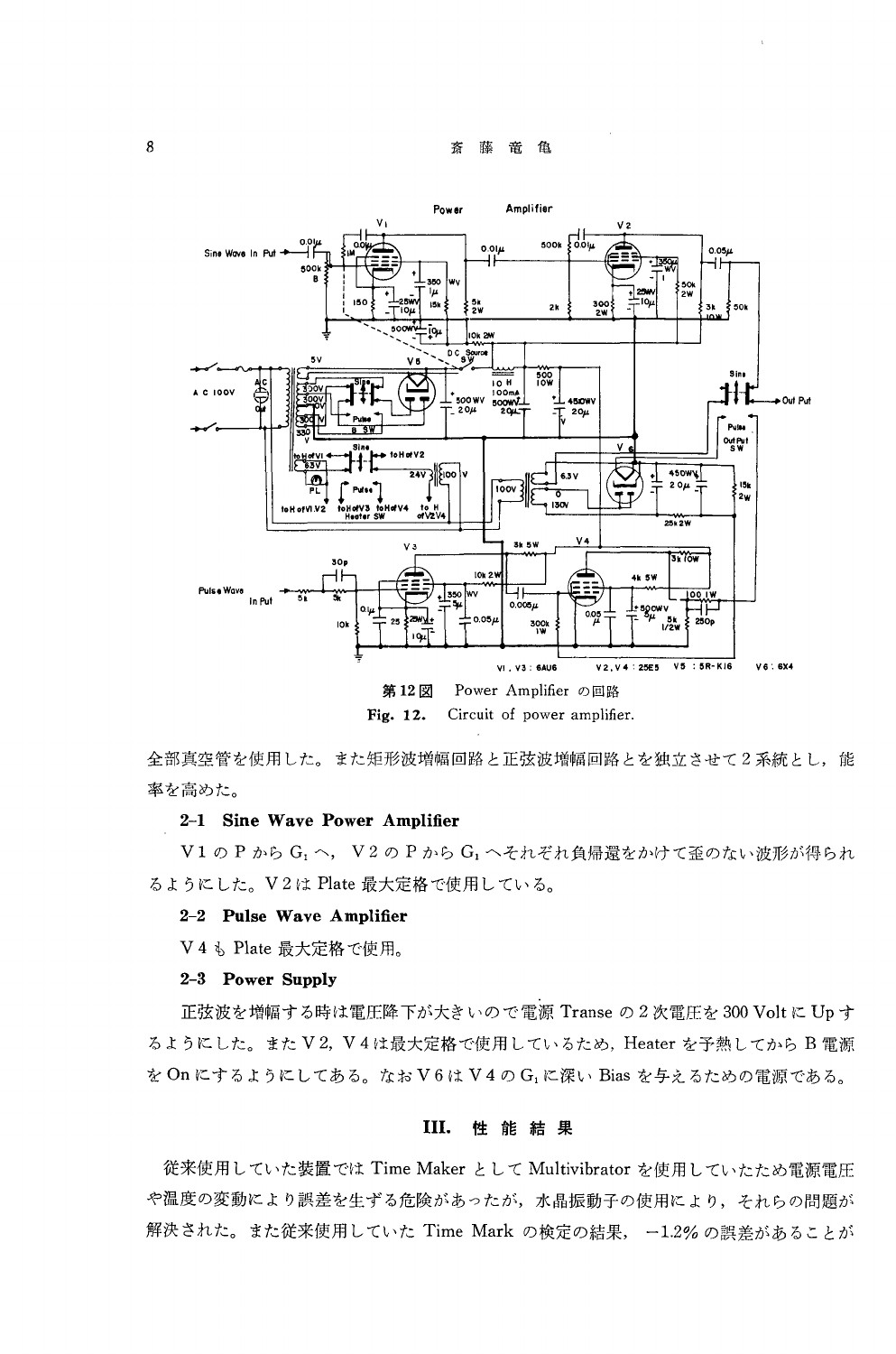第12図　Power Amplifier の回路

**Fig. 12.**　Circuit of power amplifier.

全部真空管を使用した。また矩形波増幅回路と正弦波増幅回路とを独立させて2系統とし，能率を高めた。

### 2-1　Sine Wave Power Amplifier

V1 の P から $G_1$ へ，V2 の P から $G_1$ へそれぞれ負帰還をかけて歪のない波形が得られるようにした。V2 は Plate 最大定格で使用している。

### 2-2　Pulse Wave Amplifier

V4 も Plate 最大定格で使用。

### 2-3　Power Supply

正弦波を増幅する時は電圧降下が大きいので電源 Transe の2次電圧を 300 Volt に Up するようにした。また V2, V4 は最大定格で使用しているため，Heater を予熱してから B 電源を On にするようにしてある。なお V6 は V4 の $G_1$ に深い Bias を与えるための電源である。

## III.　性 能 結 果

従来使用していた装置では Time Maker として Multivibrator を使用していたため電源電圧や温度の変動により誤差を生ずる危険があったが，水晶振動子の使用により，それらの問題が解決された。また従来使用していた Time Mark の検定の結果，−1.2% の誤差があることが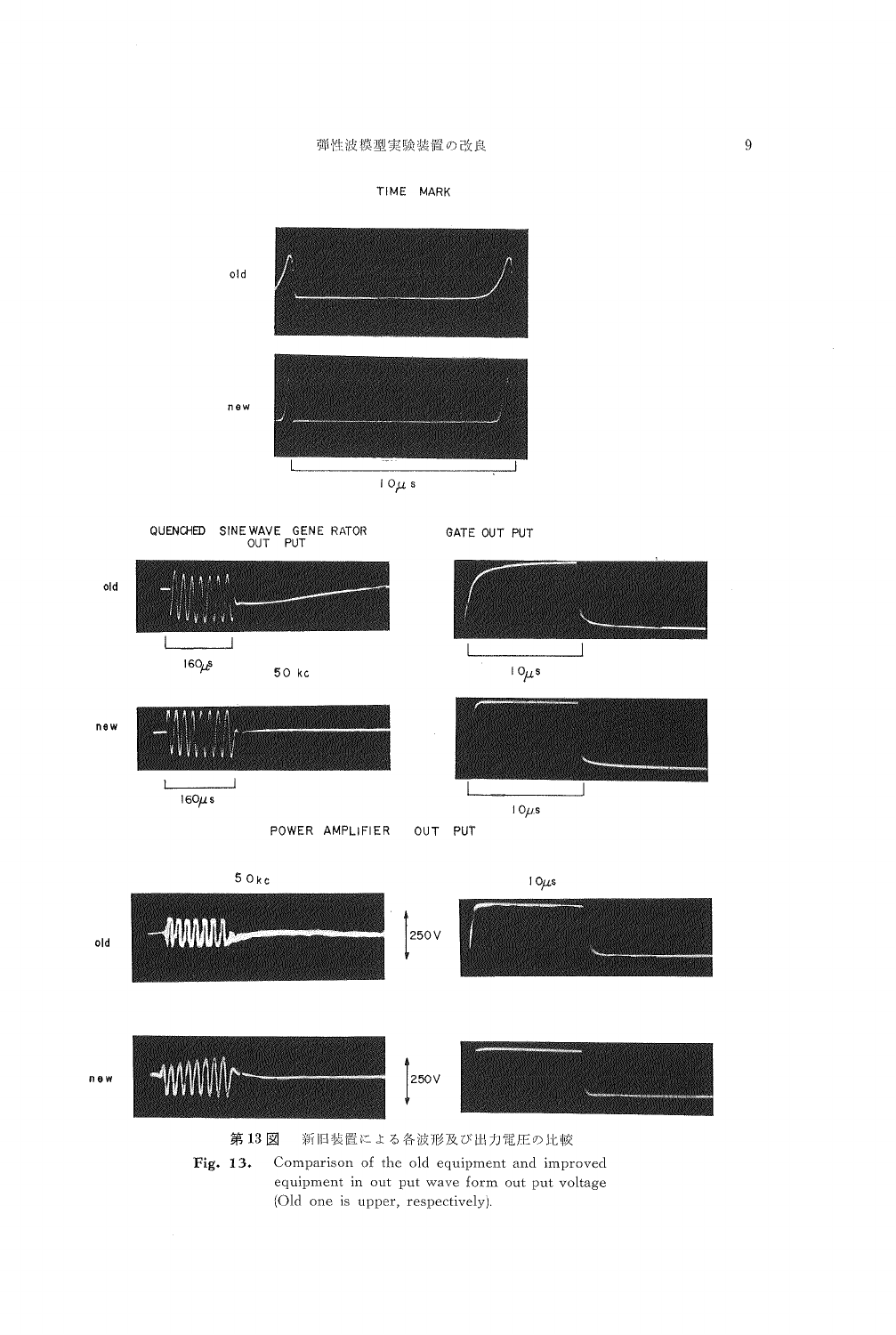TIME MARK

old

new

10μs

QUENCHED SINE WAVE GENE RATOR OUT PUT

old

160μs

50 kc

new

160μs

GATE OUT PUT

10μs

10μs

POWER AMPLIFIER OUT PUT

50kc

old

250V

new

250V

10μs

第13図　新旧装置による各波形及び出力電圧の比較

**Fig. 13.** Comparison of the old equipment and improved equipment in out put wave form out put voltage (Old one is upper, respectively).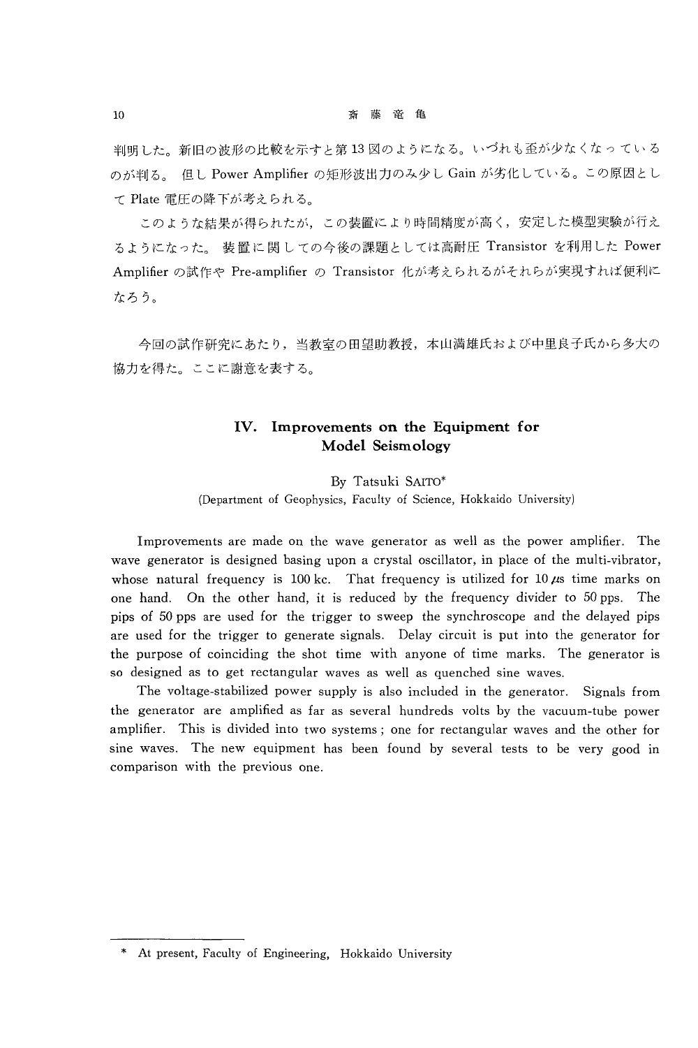判明した。新旧の波形の比較を示すと第13図のようになる。いづれも歪が少なくなっているのが判る。但し Power Amplifier の矩形波出力のみ少し Gain が劣化している。この原因として Plate 電圧の降下が考えられる。

このような結果が得られたが，この装置により時間精度が高く，安定した模型実験が行えるようになった。装置に関しての今後の課題としては高耐圧 Transistor を利用した Power Amplifier の試作や Pre-amplifier の Transistor 化が考えられるがそれらが実現すれば便利になろう。

今回の試作研究にあたり，当教室の田望助教授，本山満雄氏および中里良子氏から多大の協力を得た。ここに謝意を表する。

## IV. Improvements on the Equipment for Model Seismology

By Tatsuki SAITO*

(Department of Geophysics, Faculty of Science, Hokkaido University)

Improvements are made on the wave generator as well as the power amplifier. The wave generator is designed basing upon a crystal oscillator, in place of the multi-vibrator, whose natural frequency is 100 kc. That frequency is utilized for 10 $\mu$s time marks on one hand. On the other hand, it is reduced by the frequency divider to 50 pps. The pips of 50 pps are used for the trigger to sweep the synchroscope and the delayed pips are used for the trigger to generate signals. Delay circuit is put into the generator for the purpose of coinciding the shot time with anyone of time marks. The generator is so designed as to get rectangular waves as well as quenched sine waves.

The voltage-stabilized power supply is also included in the generator. Signals from the generator are amplified as far as several hundreds volts by the vacuum-tube power amplifier. This is divided into two systems; one for rectangular waves and the other for sine waves. The new equipment has been found by several tests to be very good in comparison with the previous one.

---

* At present, Faculty of Engineering, Hokkaido University